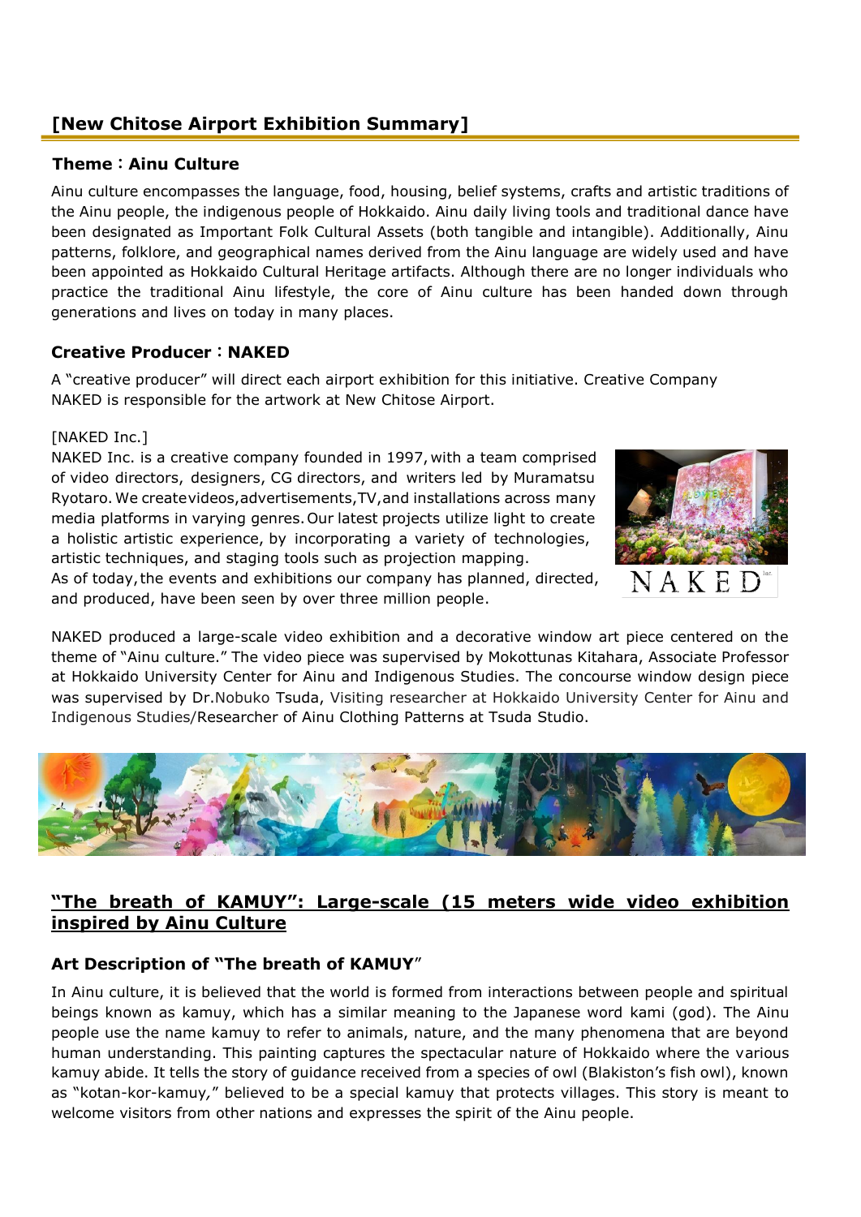## [New Chitose Airport Exhibition Summary]

### Theme：Ainu Culture

Ainu culture encompasses the language, food, housing, belief systems, crafts and artistic traditions of the Ainu people, the indigenous people of Hokkaido. Ainu daily living tools and traditional dance have been designated as Important Folk Cultural Assets (both tangible and intangible). Additionally, Ainu patterns, folklore, and geographical names derived from the Ainu language are widely used and have been appointed as Hokkaido Cultural Heritage artifacts. Although there are no longer individuals who practice the traditional Ainu lifestyle, the core of Ainu culture has been handed down through generations and lives on today in many places.

### Creative Producer：NAKED

A "creative producer" will direct each airport exhibition for this initiative. Creative Company NAKED is responsible for the artwork at New Chitose Airport.

[NAKED Inc.]

NAKED Inc. is a creative company founded in 1997, with a team comprised of video directors, designers, CG directors, and writers led by Muramatsu Ryotaro. We create videos, advertisements, TV, and installations across many media platforms in varying genres. Our latest projects utilize light to create a holistic artistic experience, by incorporating a variety of technologies, artistic techniques, and staging tools such as projection mapping.
As of today, the events and exhibitions our company has planned, directed, and produced, have been seen by over three million people.

NAKED produced a large-scale video exhibition and a decorative window art piece centered on the theme of "Ainu culture." The video piece was supervised by Mokottunas Kitahara, Associate Professor at Hokkaido University Center for Ainu and Indigenous Studies. The concourse window design piece was supervised by Dr.Nobuko Tsuda, Visiting researcher at Hokkaido University Center for Ainu and Indigenous Studies/Researcher of Ainu Clothing Patterns at Tsuda Studio.

### "The breath of KAMUY": Large-scale (15 meters wide video exhibition inspired by Ainu Culture

### Art Description of "The breath of KAMUY"

In Ainu culture, it is believed that the world is formed from interactions between people and spiritual beings known as kamuy, which has a similar meaning to the Japanese word kami (god). The Ainu people use the name kamuy to refer to animals, nature, and the many phenomena that are beyond human understanding. This painting captures the spectacular nature of Hokkaido where the various kamuy abide. It tells the story of guidance received from a species of owl (Blakiston's fish owl), known as "kotan-kor-kamuy," believed to be a special kamuy that protects villages. This story is meant to welcome visitors from other nations and expresses the spirit of the Ainu people.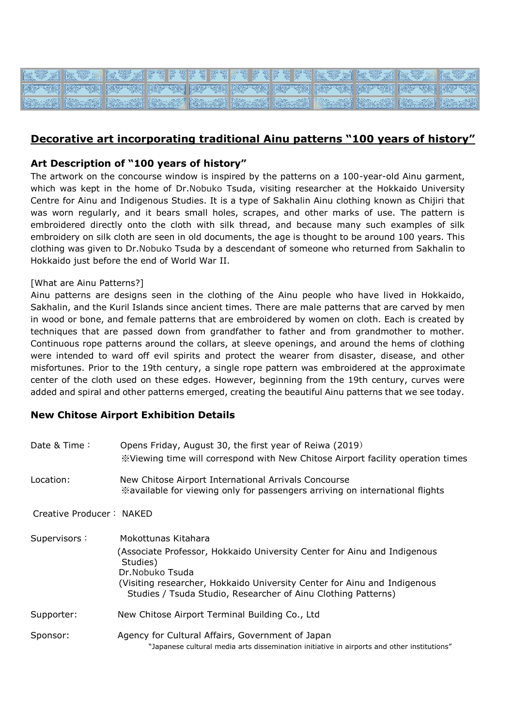## Decorative art incorporating traditional Ainu patterns "100 years of history"

### Art Description of "100 years of history"

The artwork on the concourse window is inspired by the patterns on a 100-year-old Ainu garment, which was kept in the home of Dr.Nobuko Tsuda, visiting researcher at the Hokkaido University Centre for Ainu and Indigenous Studies. It is a type of Sakhalin Ainu clothing known as Chijiri that was worn regularly, and it bears small holes, scrapes, and other marks of use. The pattern is embroidered directly onto the cloth with silk thread, and because many such examples of silk embroidery on silk cloth are seen in old documents, the age is thought to be around 100 years. This clothing was given to Dr.Nobuko Tsuda by a descendant of someone who returned from Sakhalin to Hokkaido just before the end of World War II.

[What are Ainu Patterns?]

Ainu patterns are designs seen in the clothing of the Ainu people who have lived in Hokkaido, Sakhalin, and the Kuril Islands since ancient times. There are male patterns that are carved by men in wood or bone, and female patterns that are embroidered by women on cloth. Each is created by techniques that are passed down from grandfather to father and from grandmother to mother. Continuous rope patterns around the collars, at sleeve openings, and around the hems of clothing were intended to ward off evil spirits and protect the wearer from disaster, disease, and other misfortunes. Prior to the 19th century, a single rope pattern was embroidered at the approximate center of the cloth used on these edges. However, beginning from the 19th century, curves were added and spiral and other patterns emerged, creating the beautiful Ainu patterns that we see today.

### New Chitose Airport Exhibition Details

Date & Time： Opens Friday, August 30, the first year of Reiwa (2019）
※Viewing time will correspond with New Chitose Airport facility operation times

Location: New Chitose Airport International Arrivals Concourse
※available for viewing only for passengers arriving on international flights

Creative Producer： NAKED

Supervisors： Mokottunas Kitahara
(Associate Professor, Hokkaido University Center for Ainu and Indigenous Studies)
Dr.Nobuko Tsuda
(Visiting researcher, Hokkaido University Center for Ainu and Indigenous Studies / Tsuda Studio, Researcher of Ainu Clothing Patterns)

Supporter: New Chitose Airport Terminal Building Co., Ltd

Sponsor: Agency for Cultural Affairs, Government of Japan
"Japanese cultural media arts dissemination initiative in airports and other institutions"